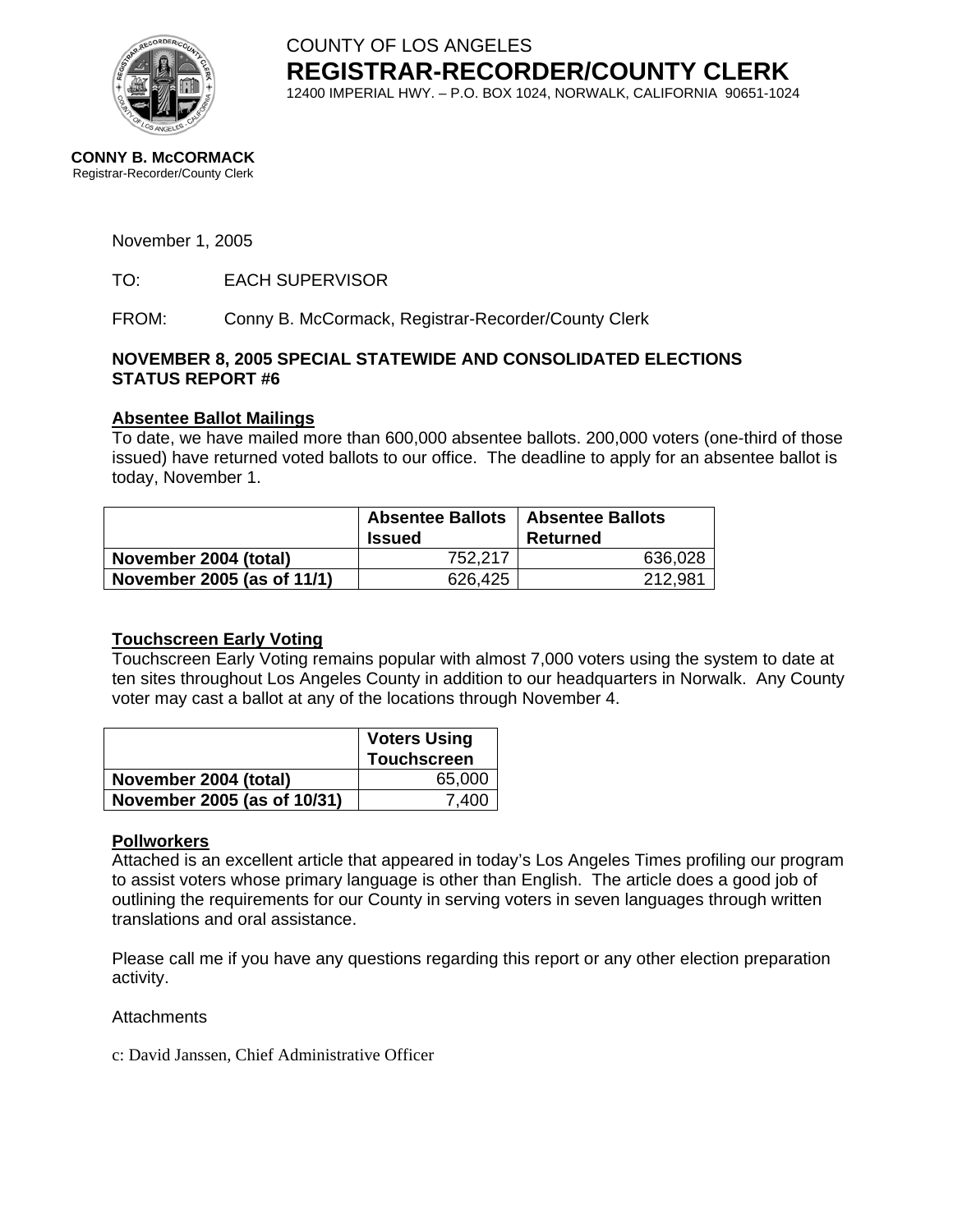COUNTY OF LOS ANGELES
# REGISTRAR-RECORDER/COUNTY CLERK
12400 IMPERIAL HWY. – P.O. BOX 1024, NORWALK, CALIFORNIA 90651-1024

**CONNY B. McCORMACK**
Registrar-Recorder/County Clerk

November 1, 2005

TO: EACH SUPERVISOR

FROM: Conny B. McCormack, Registrar-Recorder/County Clerk

**NOVEMBER 8, 2005 SPECIAL STATEWIDE AND CONSOLIDATED ELECTIONS**
**STATUS REPORT #6**

**Absentee Ballot Mailings**

To date, we have mailed more than 600,000 absentee ballots. 200,000 voters (one-third of those issued) have returned voted ballots to our office. The deadline to apply for an absentee ballot is today, November 1.

| | Absentee Ballots Issued | Absentee Ballots Returned |
|---|---|---|
| **November 2004 (total)** | 752,217 | 636,028 |
| **November 2005 (as of 11/1)** | 626,425 | 212,981 |

**Touchscreen Early Voting**

Touchscreen Early Voting remains popular with almost 7,000 voters using the system to date at ten sites throughout Los Angeles County in addition to our headquarters in Norwalk. Any County voter may cast a ballot at any of the locations through November 4.

| | Voters Using Touchscreen |
|---|---|
| **November 2004 (total)** | 65,000 |
| **November 2005 (as of 10/31)** | 7,400 |

**Pollworkers**

Attached is an excellent article that appeared in today's Los Angeles Times profiling our program to assist voters whose primary language is other than English. The article does a good job of outlining the requirements for our County in serving voters in seven languages through written translations and oral assistance.

Please call me if you have any questions regarding this report or any other election preparation activity.

Attachments

c: David Janssen, Chief Administrative Officer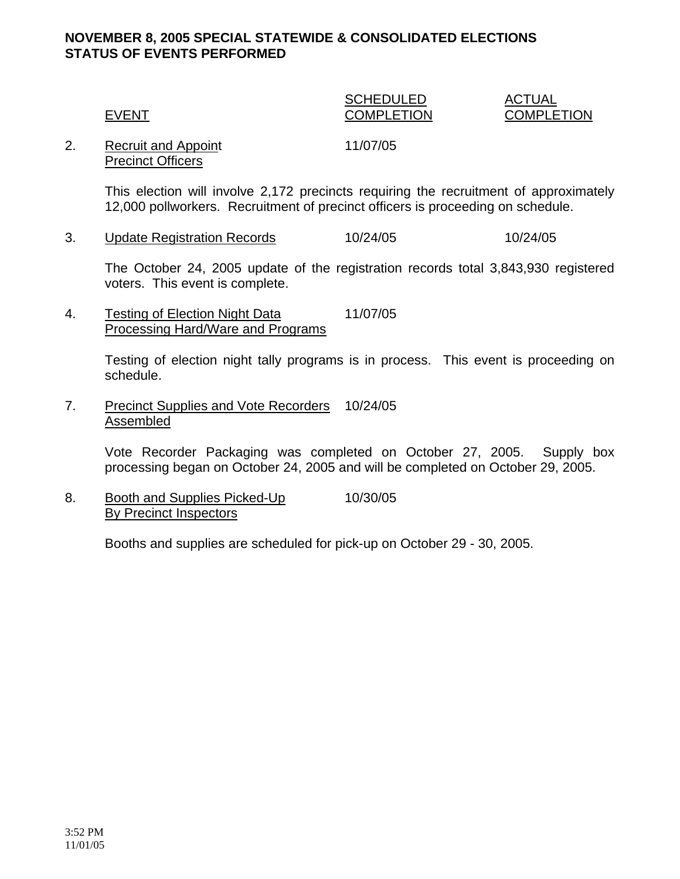## NOVEMBER 8, 2005 SPECIAL STATEWIDE & CONSOLIDATED ELECTIONS
## STATUS OF EVENTS PERFORMED

| | EVENT | SCHEDULED COMPLETION | ACTUAL COMPLETION |
|---|---|---|---|
| 2. | Recruit and Appoint Precinct Officers | 11/07/05 | |

This election will involve 2,172 precincts requiring the recruitment of approximately 12,000 pollworkers. Recruitment of precinct officers is proceeding on schedule.

| | EVENT | SCHEDULED COMPLETION | ACTUAL COMPLETION |
|---|---|---|---|
| 3. | Update Registration Records | 10/24/05 | 10/24/05 |

The October 24, 2005 update of the registration records total 3,843,930 registered voters. This event is complete.

| | EVENT | SCHEDULED COMPLETION | ACTUAL COMPLETION |
|---|---|---|---|
| 4. | Testing of Election Night Data Processing Hard/Ware and Programs | 11/07/05 | |

Testing of election night tally programs is in process. This event is proceeding on schedule.

| | EVENT | SCHEDULED COMPLETION | ACTUAL COMPLETION |
|---|---|---|---|
| 7. | Precinct Supplies and Vote Recorders Assembled | 10/24/05 | |

Vote Recorder Packaging was completed on October 27, 2005. Supply box processing began on October 24, 2005 and will be completed on October 29, 2005.

| | EVENT | SCHEDULED COMPLETION | ACTUAL COMPLETION |
|---|---|---|---|
| 8. | Booth and Supplies Picked-Up By Precinct Inspectors | 10/30/05 | |

Booths and supplies are scheduled for pick-up on October 29 - 30, 2005.

3:52 PM
11/01/05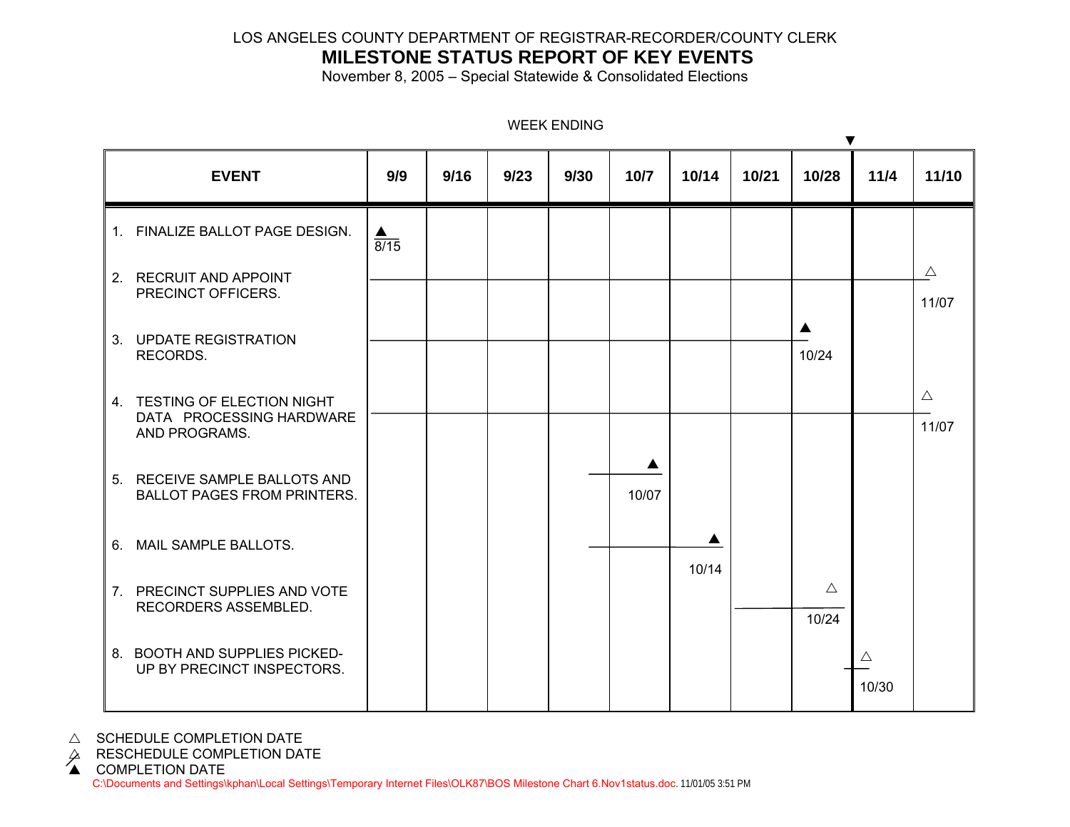LOS ANGELES COUNTY DEPARTMENT OF REGISTRAR-RECORDER/COUNTY CLERK

# MILESTONE STATUS REPORT OF KEY EVENTS

November 8, 2005 – Special Statewide & Consolidated Elections

WEEK ENDING

| EVENT | 9/9 | 9/16 | 9/23 | 9/30 | 10/7 | 10/14 | 10/21 | 10/28 | 11/4 | 11/10 |
|---|---|---|---|---|---|---|---|---|---|---|
| 1. FINALIZE BALLOT PAGE DESIGN. | ▲ 8/15 | | | | | | | | | |
| 2. RECRUIT AND APPOINT PRECINCT OFFICERS. | | | | | | | | | | △ 11/07 |
| 3. UPDATE REGISTRATION RECORDS. | | | | | | | | ▲ 10/24 | | |
| 4. TESTING OF ELECTION NIGHT DATA PROCESSING HARDWARE AND PROGRAMS. | | | | | | | | | | △ 11/07 |
| 5. RECEIVE SAMPLE BALLOTS AND BALLOT PAGES FROM PRINTERS. | | | | | ▲ 10/07 | | | | | |
| 6. MAIL SAMPLE BALLOTS. | | | | | | ▲ 10/14 | | | | |
| 7. PRECINCT SUPPLIES AND VOTE RECORDERS ASSEMBLED. | | | | | | | | △ 10/24 | | |
| 8. BOOTH AND SUPPLIES PICKED-UP BY PRECINCT INSPECTORS. | | | | | | | | | △ 10/30 | |

△ SCHEDULE COMPLETION DATE

△̸ RESCHEDULE COMPLETION DATE

▲ COMPLETION DATE

C:\Documents and Settings\kphan\Local Settings\Temporary Internet Files\OLK87\BOS Milestone Chart 6.Nov1status.doc. 11/01/05 3:51 PM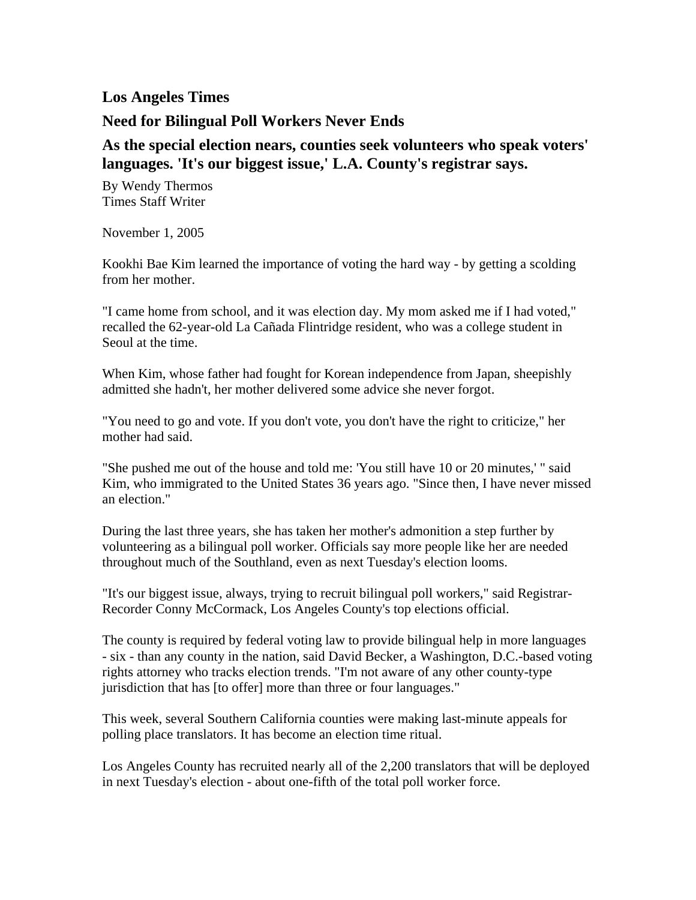**Los Angeles Times**

## Need for Bilingual Poll Workers Never Ends

### As the special election nears, counties seek volunteers who speak voters' languages. 'It's our biggest issue,' L.A. County's registrar says.

By Wendy Thermos
Times Staff Writer

November 1, 2005

Kookhi Bae Kim learned the importance of voting the hard way - by getting a scolding from her mother.

"I came home from school, and it was election day. My mom asked me if I had voted," recalled the 62-year-old La Cañada Flintridge resident, who was a college student in Seoul at the time.

When Kim, whose father had fought for Korean independence from Japan, sheepishly admitted she hadn't, her mother delivered some advice she never forgot.

"You need to go and vote. If you don't vote, you don't have the right to criticize," her mother had said.

"She pushed me out of the house and told me: 'You still have 10 or 20 minutes,' " said Kim, who immigrated to the United States 36 years ago. "Since then, I have never missed an election."

During the last three years, she has taken her mother's admonition a step further by volunteering as a bilingual poll worker. Officials say more people like her are needed throughout much of the Southland, even as next Tuesday's election looms.

"It's our biggest issue, always, trying to recruit bilingual poll workers," said Registrar-Recorder Conny McCormack, Los Angeles County's top elections official.

The county is required by federal voting law to provide bilingual help in more languages - six - than any county in the nation, said David Becker, a Washington, D.C.-based voting rights attorney who tracks election trends. "I'm not aware of any other county-type jurisdiction that has [to offer] more than three or four languages."

This week, several Southern California counties were making last-minute appeals for polling place translators. It has become an election time ritual.

Los Angeles County has recruited nearly all of the 2,200 translators that will be deployed in next Tuesday's election - about one-fifth of the total poll worker force.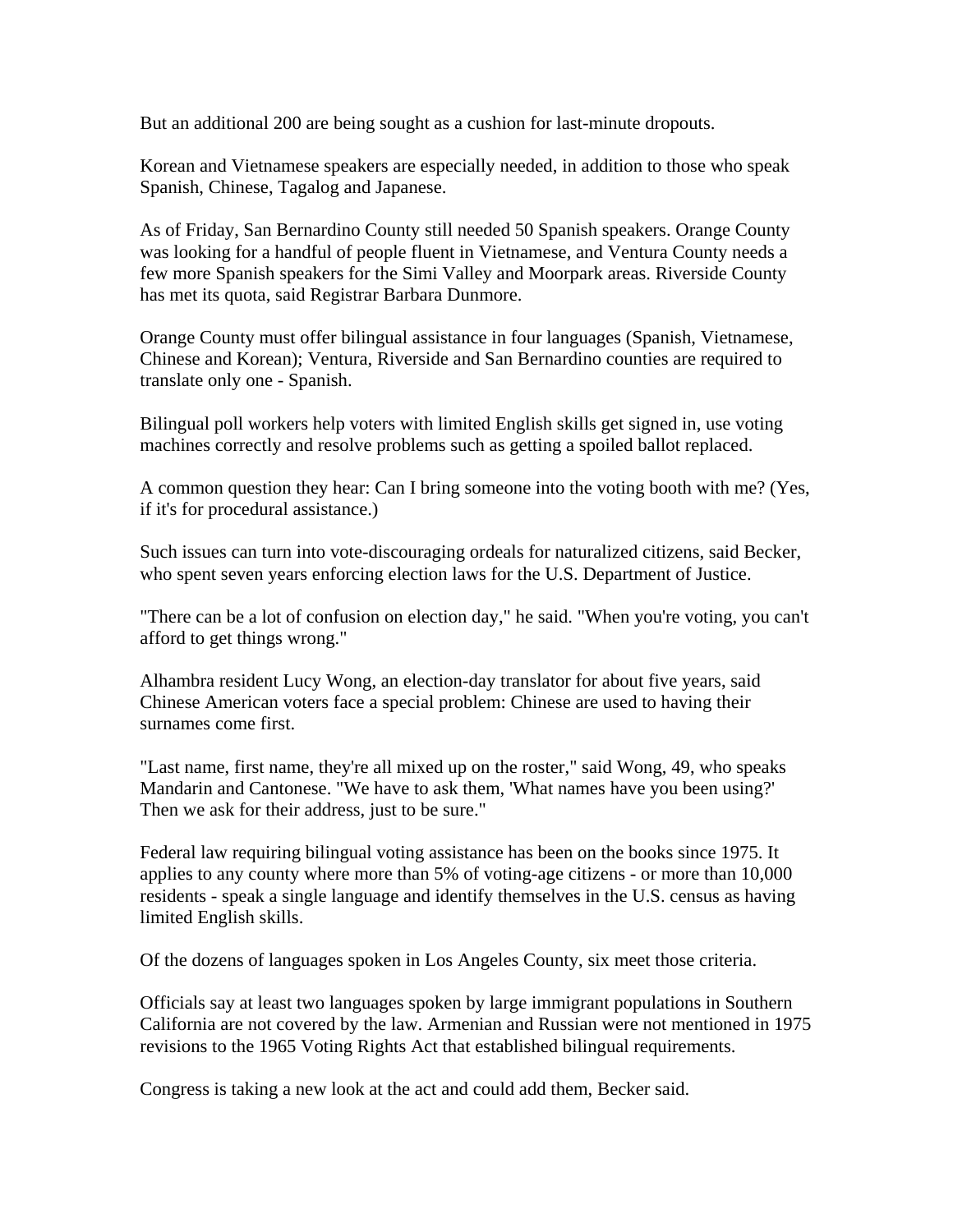But an additional 200 are being sought as a cushion for last-minute dropouts.

Korean and Vietnamese speakers are especially needed, in addition to those who speak Spanish, Chinese, Tagalog and Japanese.

As of Friday, San Bernardino County still needed 50 Spanish speakers. Orange County was looking for a handful of people fluent in Vietnamese, and Ventura County needs a few more Spanish speakers for the Simi Valley and Moorpark areas. Riverside County has met its quota, said Registrar Barbara Dunmore.

Orange County must offer bilingual assistance in four languages (Spanish, Vietnamese, Chinese and Korean); Ventura, Riverside and San Bernardino counties are required to translate only one - Spanish.

Bilingual poll workers help voters with limited English skills get signed in, use voting machines correctly and resolve problems such as getting a spoiled ballot replaced.

A common question they hear: Can I bring someone into the voting booth with me? (Yes, if it's for procedural assistance.)

Such issues can turn into vote-discouraging ordeals for naturalized citizens, said Becker, who spent seven years enforcing election laws for the U.S. Department of Justice.

"There can be a lot of confusion on election day," he said. "When you're voting, you can't afford to get things wrong."

Alhambra resident Lucy Wong, an election-day translator for about five years, said Chinese American voters face a special problem: Chinese are used to having their surnames come first.

"Last name, first name, they're all mixed up on the roster," said Wong, 49, who speaks Mandarin and Cantonese. "We have to ask them, 'What names have you been using?' Then we ask for their address, just to be sure."

Federal law requiring bilingual voting assistance has been on the books since 1975. It applies to any county where more than 5% of voting-age citizens - or more than 10,000 residents - speak a single language and identify themselves in the U.S. census as having limited English skills.

Of the dozens of languages spoken in Los Angeles County, six meet those criteria.

Officials say at least two languages spoken by large immigrant populations in Southern California are not covered by the law. Armenian and Russian were not mentioned in 1975 revisions to the 1965 Voting Rights Act that established bilingual requirements.

Congress is taking a new look at the act and could add them, Becker said.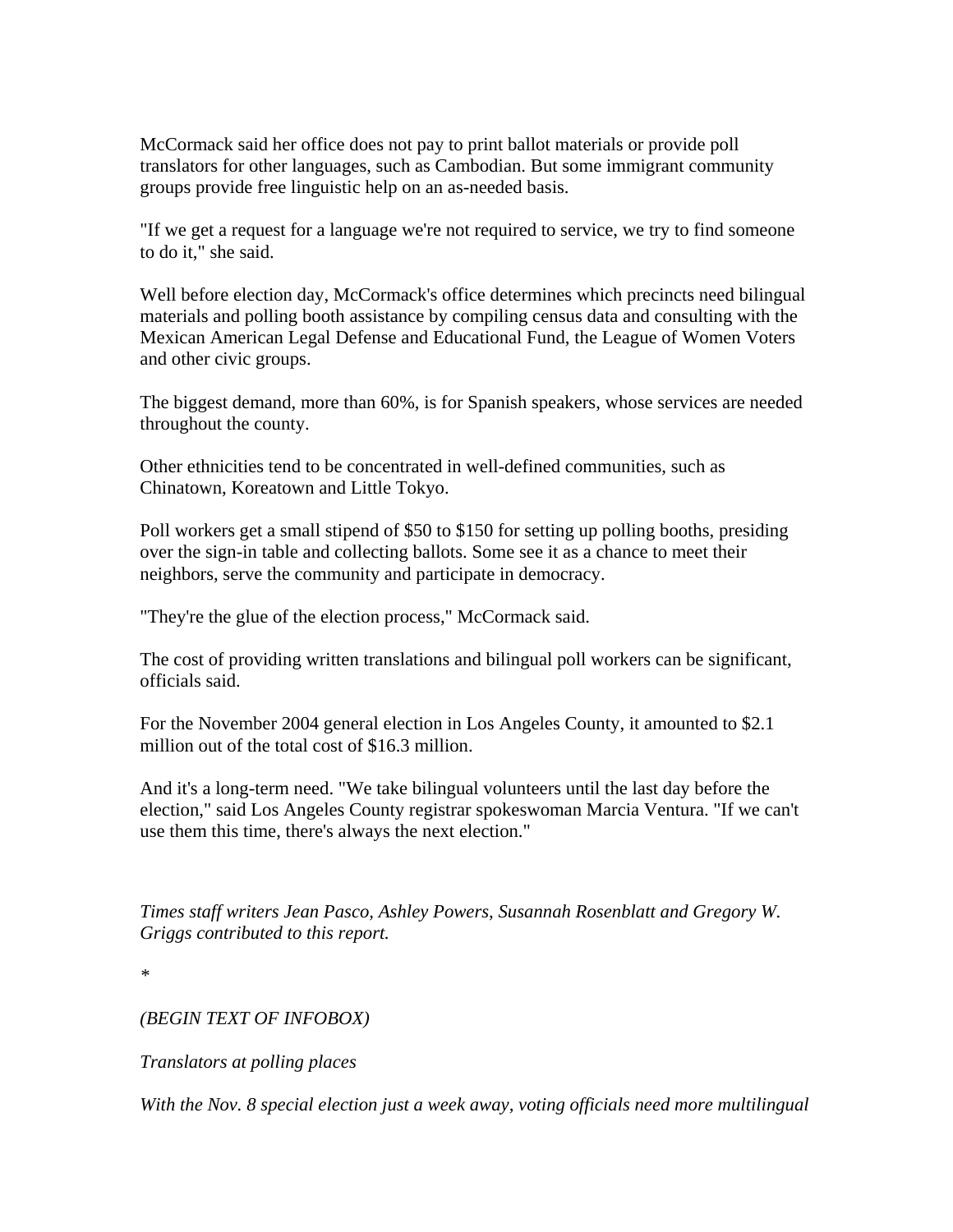McCormack said her office does not pay to print ballot materials or provide poll translators for other languages, such as Cambodian. But some immigrant community groups provide free linguistic help on an as-needed basis.

"If we get a request for a language we're not required to service, we try to find someone to do it," she said.

Well before election day, McCormack's office determines which precincts need bilingual materials and polling booth assistance by compiling census data and consulting with the Mexican American Legal Defense and Educational Fund, the League of Women Voters and other civic groups.

The biggest demand, more than 60%, is for Spanish speakers, whose services are needed throughout the county.

Other ethnicities tend to be concentrated in well-defined communities, such as Chinatown, Koreatown and Little Tokyo.

Poll workers get a small stipend of $50 to $150 for setting up polling booths, presiding over the sign-in table and collecting ballots. Some see it as a chance to meet their neighbors, serve the community and participate in democracy.

"They're the glue of the election process," McCormack said.

The cost of providing written translations and bilingual poll workers can be significant, officials said.

For the November 2004 general election in Los Angeles County, it amounted to $2.1 million out of the total cost of $16.3 million.

And it's a long-term need. "We take bilingual volunteers until the last day before the election," said Los Angeles County registrar spokeswoman Marcia Ventura. "If we can't use them this time, there's always the next election."

*Times staff writers Jean Pasco, Ashley Powers, Susannah Rosenblatt and Gregory W. Griggs contributed to this report.*

*

*(BEGIN TEXT OF INFOBOX)*

*Translators at polling places*

*With the Nov. 8 special election just a week away, voting officials need more multilingual*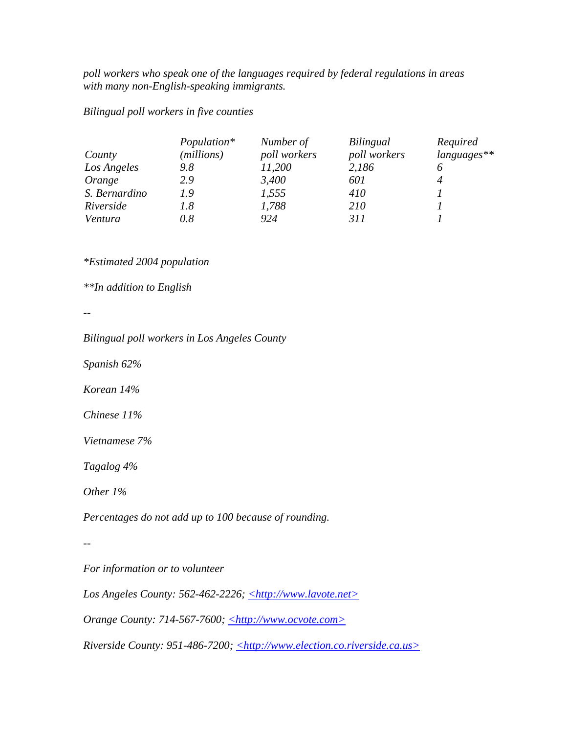*poll workers who speak one of the languages required by federal regulations in areas with many non-English-speaking immigrants.*

*Bilingual poll workers in five counties*

| *County* | *Population\* (millions)* | *Number of poll workers* | *Bilingual poll workers* | *Required languages\*\** |
|---|---|---|---|---|
| *Los Angeles* | *9.8* | *11,200* | *2,186* | *6* |
| *Orange* | *2.9* | *3,400* | *601* | *4* |
| *S. Bernardino* | *1.9* | *1,555* | *410* | *1* |
| *Riverside* | *1.8* | *1,788* | *210* | *1* |
| *Ventura* | *0.8* | *924* | *311* | *1* |

*\*Estimated 2004 population*

*\*\*In addition to English*

*--*

*Bilingual poll workers in Los Angeles County*

*Spanish 62%*

*Korean 14%*

*Chinese 11%*

*Vietnamese 7%*

*Tagalog 4%*

*Other 1%*

*Percentages do not add up to 100 because of rounding.*

*--*

*For information or to volunteer*

*Los Angeles County: 562-462-2226; <http://www.lavote.net>*

*Orange County: 714-567-7600; <http://www.ocvote.com>*

*Riverside County: 951-486-7200; <http://www.election.co.riverside.ca.us>*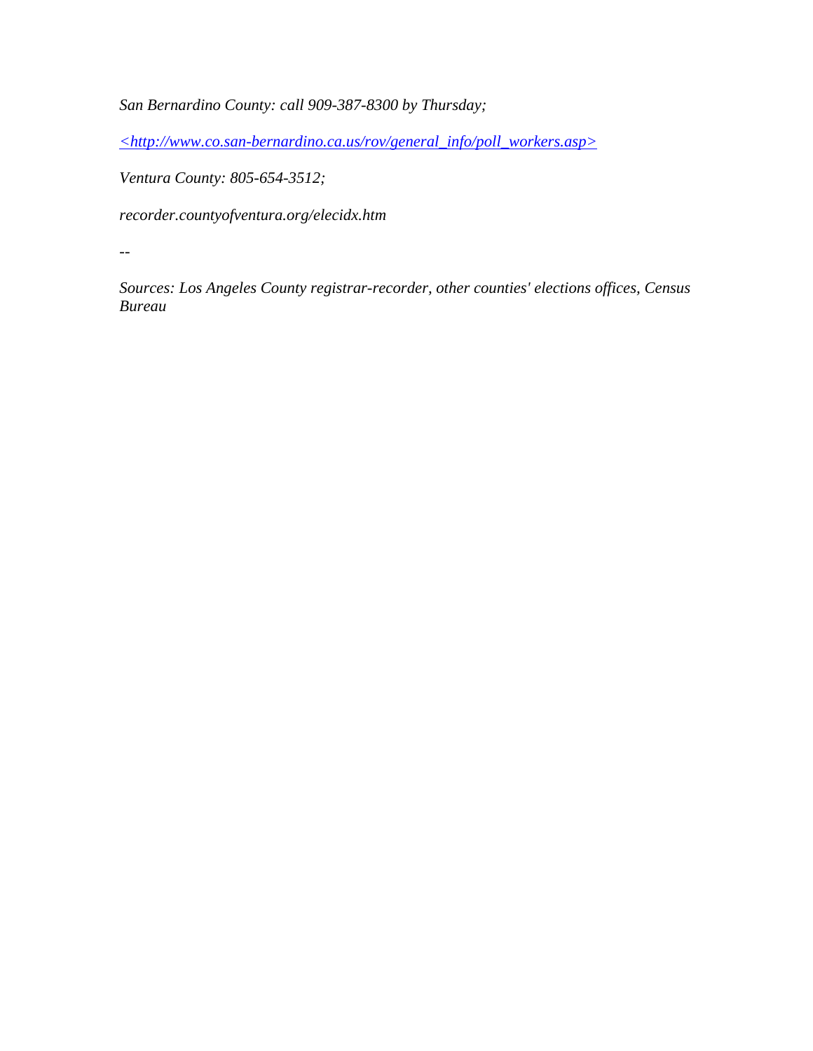*San Bernardino County: call 909-387-8300 by Thursday;*

*<http://www.co.san-bernardino.ca.us/rov/general_info/poll_workers.asp>*

*Ventura County: 805-654-3512;*

*recorder.countyofventura.org/elecidx.htm*

*--*

*Sources: Los Angeles County registrar-recorder, other counties' elections offices, Census Bureau*